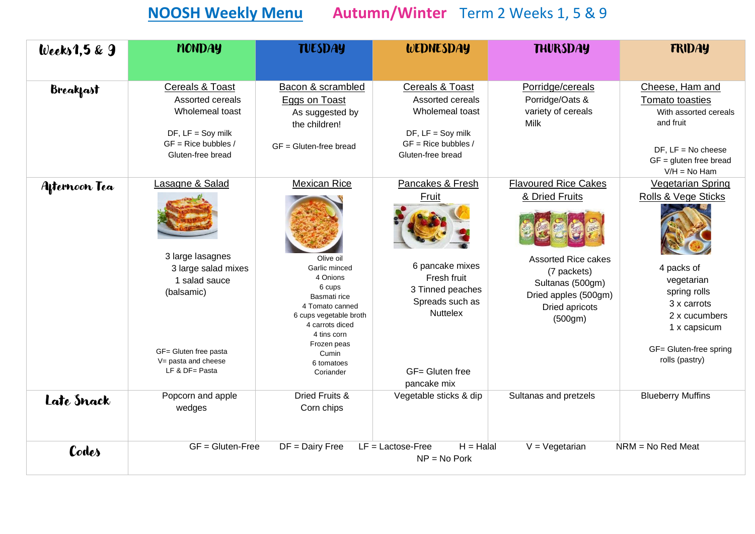# NOOSH Weekly Menu Autumn/Winter Term 2 Weeks 1, 5 & 9

| Weeks 1,5 & 9 | MONDAY | TUESDAY | WEDNESDAY | THURSDAY | FRIDAY |
|---|---|---|---|---|---|
| Breakfast | Cereals & Toast<br>Assorted cereals<br>Wholemeal toast<br><br>DF, LF = Soy milk<br>GF = Rice bubbles / Gluten-free bread | Bacon & scrambled Eggs on Toast<br>As suggested by the children!<br><br>GF = Gluten-free bread | Cereals & Toast<br>Assorted cereals<br>Wholemeal toast<br><br>DF, LF = Soy milk<br>GF = Rice bubbles / Gluten-free bread | Porridge/cereals<br>Porridge/Oats & variety of cereals<br>Milk | Cheese, Ham and Tomato toasties<br>With assorted cereals and fruit<br><br>DF, LF = No cheese<br>GF = gluten free bread<br>V/H = No Ham |
| Afternoon Tea | Lasagne & Salad<br><br>3 large lasagnes<br>3 large salad mixes<br>1 salad sauce (balsamic)<br><br>GF= Gluten free pasta<br>V= pasta and cheese<br>LF & DF= Pasta | Mexican Rice<br><br>Olive oil<br>Garlic minced<br>4 Onions<br>6 cups Basmati rice<br>4 Tomato canned<br>6 cups vegetable broth<br>4 carrots diced<br>4 tins corn<br>Frozen peas<br>Cumin<br>6 tomatoes<br>Coriander | Pancakes & Fresh Fruit<br><br>6 pancake mixes<br>Fresh fruit<br>3 Tinned peaches<br>Spreads such as Nuttelex<br><br>GF= Gluten free pancake mix | Flavoured Rice Cakes & Dried Fruits<br><br>Assorted Rice cakes (7 packets)<br>Sultanas (500gm)<br>Dried apples (500gm)<br>Dried apricots (500gm) | Vegetarian Spring Rolls & Vege Sticks<br><br>4 packs of vegetarian spring rolls<br>3 x carrots<br>2 x cucumbers<br>1 x capsicum<br><br>GF= Gluten-free spring rolls (pastry) |
| Late Snack | Popcorn and apple wedges | Dried Fruits & Corn chips | Vegetable sticks & dip | Sultanas and pretzels | Blueberry Muffins |
| Codes | GF = Gluten-Free DF = Dairy Free LF = Lactose-Free H = Halal V = Vegetarian NRM = No Red Meat NP = No Pork | | | | |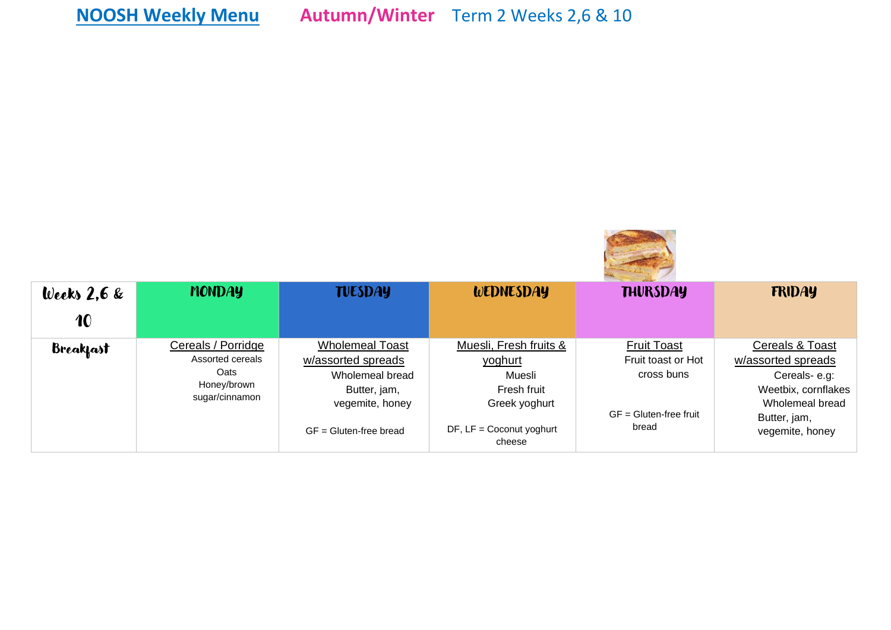**NOOSH Weekly Menu** **Autumn/Winter** Term 2 Weeks 2,6 & 10

| Weeks 2,6 & 10 | MONDAY | TUESDAY | WEDNESDAY | THURSDAY | FRIDAY |
|---|---|---|---|---|---|
| Breakfast | Cereals / Porridge<br>Assorted cereals<br>Oats<br>Honey/brown sugar/cinnamon | Wholemeal Toast w/assorted spreads<br>Wholemeal bread<br>Butter, jam, vegemite, honey<br><br>GF = Gluten-free bread | Muesli, Fresh fruits & yoghurt<br>Muesli<br>Fresh fruit<br>Greek yoghurt<br><br>DF, LF = Coconut yoghurt cheese | Fruit Toast<br>Fruit toast or Hot cross buns<br><br>GF = Gluten-free fruit bread | Cereals & Toast w/assorted spreads<br>Cereals- e.g: Weetbix, cornflakes<br>Wholemeal bread<br>Butter, jam, vegemite, honey |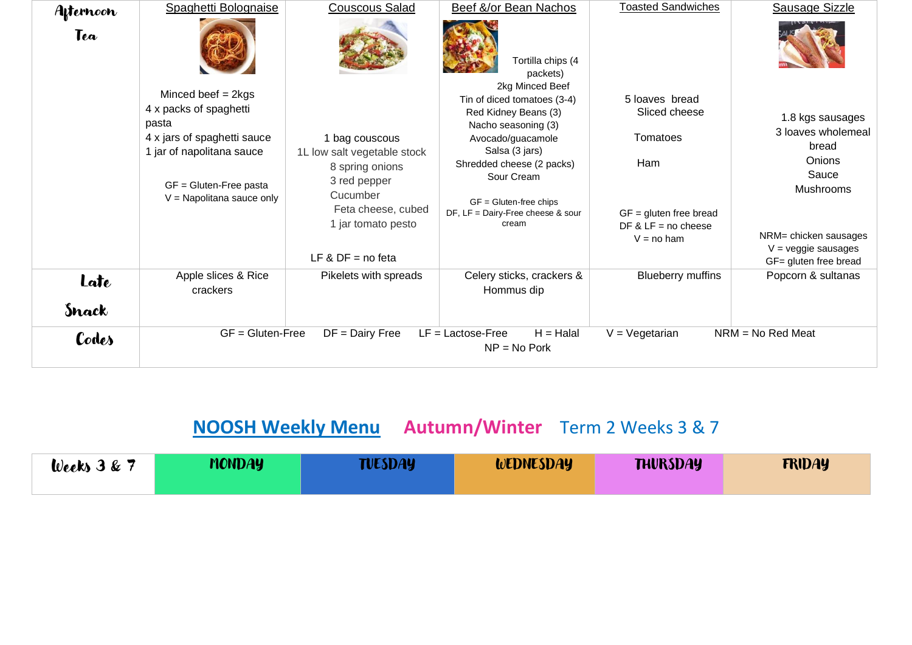| Afternoon Tea | Spaghetti Bolognaise | Couscous Salad | Beef &/or Bean Nachos | Toasted Sandwiches | Sausage Sizzle |
|---|---|---|---|---|---|
| | Minced beef = 2kgs<br>4 x packs of spaghetti pasta<br>4 x jars of spaghetti sauce<br>1 jar of napolitana sauce<br><br>GF = Gluten-Free pasta<br>V = Napolitana sauce only | 1 bag couscous<br>1L low salt vegetable stock<br>8 spring onions<br>3 red pepper<br>Cucumber<br>Feta cheese, cubed<br>1 jar tomato pesto<br><br>LF & DF = no feta | Tortilla chips (4 packets)<br>2kg Minced Beef<br>Tin of diced tomatoes (3-4)<br>Red Kidney Beans (3)<br>Nacho seasoning (3)<br>Avocado/guacamole<br>Salsa (3 jars)<br>Shredded cheese (2 packs)<br>Sour Cream<br><br>GF = Gluten-free chips<br>DF, LF = Dairy-Free cheese & sour cream | 5 loaves bread<br>Sliced cheese<br><br>Tomatoes<br><br>Ham<br><br>GF = gluten free bread<br>DF & LF = no cheese<br>V = no ham | 1.8 kgs sausages<br>3 loaves wholemeal bread<br>Onions<br>Sauce<br>Mushrooms<br><br>NRM= chicken sausages<br>V = veggie sausages<br>GF= gluten free bread |
| Late Snack | Apple slices & Rice crackers | Pikelets with spreads | Celery sticks, crackers & Hommus dip | Blueberry muffins | Popcorn & sultanas |
| Codes | GF = Gluten-Free DF = Dairy Free LF = Lactose-Free H = Halal V = Vegetarian NRM = No Red Meat NP = No Pork | | | | |

## NOOSH Weekly Menu Autumn/Winter Term 2 Weeks 3 & 7

| Weeks 3 & 7 | MONDAY | TUESDAY | WEDNESDAY | THURSDAY | FRIDAY |
|---|---|---|---|---|---|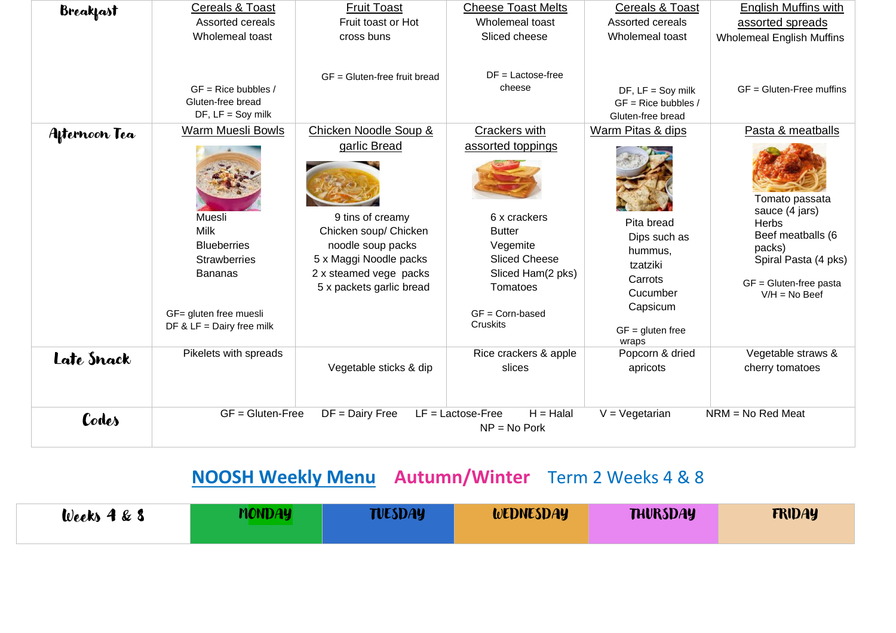| Breakfast | Cereals & Toast<br>Assorted cereals<br>Wholemeal toast<br><br>GF = Rice bubbles / Gluten-free bread<br>DF, LF = Soy milk | Fruit Toast<br>Fruit toast or Hot cross buns<br><br>GF = Gluten-free fruit bread | Cheese Toast Melts<br>Wholemeal toast<br>Sliced cheese<br><br>DF = Lactose-free cheese | Cereals & Toast<br>Assorted cereals<br>Wholemeal toast<br><br>DF, LF = Soy milk<br>GF = Rice bubbles / Gluten-free bread | English Muffins with assorted spreads<br>Wholemeal English Muffins<br><br>GF = Gluten-Free muffins |
|---|---|---|---|---|---|
| Afternoon Tea | Warm Muesli Bowls<br>Muesli<br>Milk<br>Blueberries<br>Strawberries<br>Bananas<br><br>GF= gluten free muesli<br>DF & LF = Dairy free milk | Chicken Noodle Soup & garlic Bread<br>9 tins of creamy Chicken soup/ Chicken noodle soup packs<br>5 x Maggi Noodle packs<br>2 x steamed vege packs<br>5 x packets garlic bread | Crackers with assorted toppings<br>6 x crackers<br>Butter<br>Vegemite<br>Sliced Cheese<br>Sliced Ham(2 pks)<br>Tomatoes<br><br>GF = Corn-based Cruskits | Warm Pitas & dips<br>Pita bread<br>Dips such as hummus, tzatziki<br>Carrots<br>Cucumber<br>Capsicum<br><br>GF = gluten free wraps | Pasta & meatballs<br>Tomato passata sauce (4 jars)<br>Herbs<br>Beef meatballs (6 packs)<br>Spiral Pasta (4 pks)<br><br>GF = Gluten-free pasta<br>V/H = No Beef |
| Late Snack | Pikelets with spreads | Vegetable sticks & dip | Rice crackers & apple slices | Popcorn & dried apricots | Vegetable straws & cherry tomatoes |
| Codes | GF = Gluten-Free DF = Dairy Free LF = Lactose-Free H = Halal V = Vegetarian NRM = No Red Meat NP = No Pork | | | | |

## NOOSH Weekly Menu Autumn/Winter Term 2 Weeks 4 & 8

| Weeks 4 & 8 | MONDAY | TUESDAY | WEDNESDAY | THURSDAY | FRIDAY |
|---|---|---|---|---|---|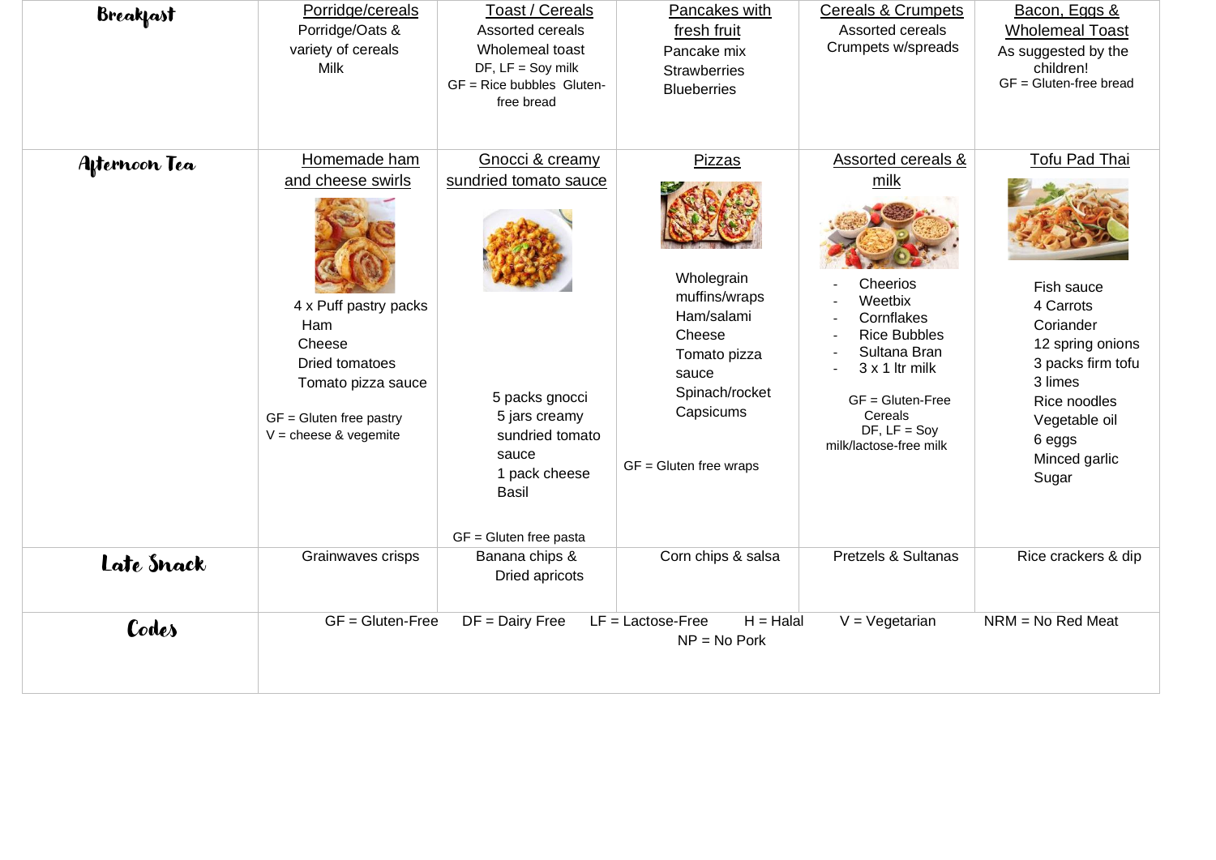| | | | | | |
|---|---|---|---|---|---|
| **Breakfast** | Porridge/cereals<br>Porridge/Oats & variety of cereals<br>Milk | Toast / Cereals<br>Assorted cereals<br>Wholemeal toast<br>DF, LF = Soy milk<br>GF = Rice bubbles Gluten-free bread | Pancakes with fresh fruit<br>Pancake mix<br>Strawberries<br>Blueberries | Cereals & Crumpets<br>Assorted cereals<br>Crumpets w/spreads | Bacon, Eggs & Wholemeal Toast<br>As suggested by the children!<br>GF = Gluten-free bread |
| **Afternoon Tea** | Homemade ham and cheese swirls<br>4 x Puff pastry packs<br>Ham<br>Cheese<br>Dried tomatoes<br>Tomato pizza sauce<br>GF = Gluten free pastry<br>V = cheese & vegemite | Gnocci & creamy sundried tomato sauce<br>5 packs gnocci<br>5 jars creamy sundried tomato sauce<br>1 pack cheese<br>Basil<br>GF = Gluten free pasta | Pizzas<br>Wholegrain muffins/wraps<br>Ham/salami<br>Cheese<br>Tomato pizza sauce<br>Spinach/rocket<br>Capsicums<br>GF = Gluten free wraps | Assorted cereals & milk<br>- Cheerios<br>- Weetbix<br>- Cornflakes<br>- Rice Bubbles<br>- Sultana Bran<br>- 3 x 1 ltr milk<br>GF = Gluten-Free Cereals<br>DF, LF = Soy milk/lactose-free milk | Tofu Pad Thai<br>Fish sauce<br>4 Carrots<br>Coriander<br>12 spring onions<br>3 packs firm tofu<br>3 limes<br>Rice noodles<br>Vegetable oil<br>6 eggs<br>Minced garlic<br>Sugar |
| **Late Snack** | Grainwaves crisps | Banana chips & Dried apricots | Corn chips & salsa | Pretzels & Sultanas | Rice crackers & dip |
| **Codes** | GF = Gluten-Free DF = Dairy Free LF = Lactose-Free H = Halal V = Vegetarian NRM = No Red Meat NP = No Pork | | | | |